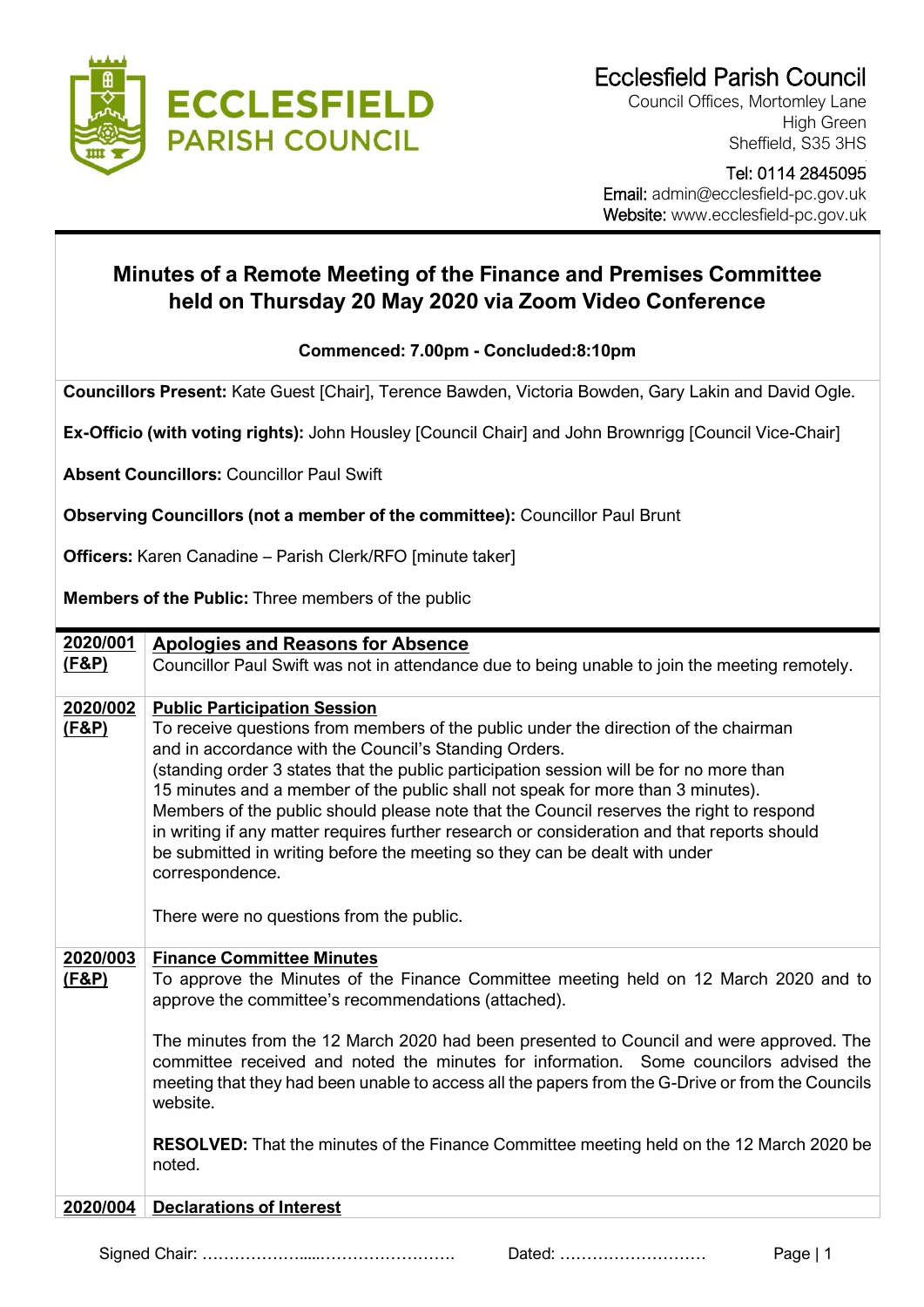**ECCLESFIELD PARISH COUNCIL**

Ecclesfield Parish Council
Council Offices, Mortomley Lane
High Green
Sheffield, S35 3HS

Tel: 0114 2845095
Email: admin@ecclesfield-pc.gov.uk
Website: www.ecclesfield-pc.gov.uk

# Minutes of a Remote Meeting of the Finance and Premises Committee held on Thursday 20 May 2020 via Zoom Video Conference

**Commenced: 7.00pm - Concluded:8:10pm**

**Councillors Present:** Kate Guest [Chair], Terence Bawden, Victoria Bowden, Gary Lakin and David Ogle.

**Ex-Officio (with voting rights):** John Housley [Council Chair] and John Brownrigg [Council Vice-Chair]

**Absent Councillors:** Councillor Paul Swift

**Observing Councillors (not a member of the committee):** Councillor Paul Brunt

**Officers:** Karen Canadine – Parish Clerk/RFO [minute taker]

**Members of the Public:** Three members of the public

| | |
|---|---|
| **2020/001 (F&P)** | **Apologies and Reasons for Absence**<br>Councillor Paul Swift was not in attendance due to being unable to join the meeting remotely. |
| **2020/002 (F&P)** | **Public Participation Session**<br>To receive questions from members of the public under the direction of the chairman and in accordance with the Council's Standing Orders.<br>(standing order 3 states that the public participation session will be for no more than 15 minutes and a member of the public shall not speak for more than 3 minutes).<br>Members of the public should please note that the Council reserves the right to respond in writing if any matter requires further research or consideration and that reports should be submitted in writing before the meeting so they can be dealt with under correspondence.<br><br>There were no questions from the public. |
| **2020/003 (F&P)** | **Finance Committee Minutes**<br>To approve the Minutes of the Finance Committee meeting held on 12 March 2020 and to approve the committee's recommendations (attached).<br><br>The minutes from the 12 March 2020 had been presented to Council and were approved. The committee received and noted the minutes for information. Some councilors advised the meeting that they had been unable to access all the papers from the G-Drive or from the Councils website.<br><br>**RESOLVED:** That the minutes of the Finance Committee meeting held on the 12 March 2020 be noted. |
| **2020/004** | **Declarations of Interest** |

Signed Chair: ……………….....……………………. Dated: ………………………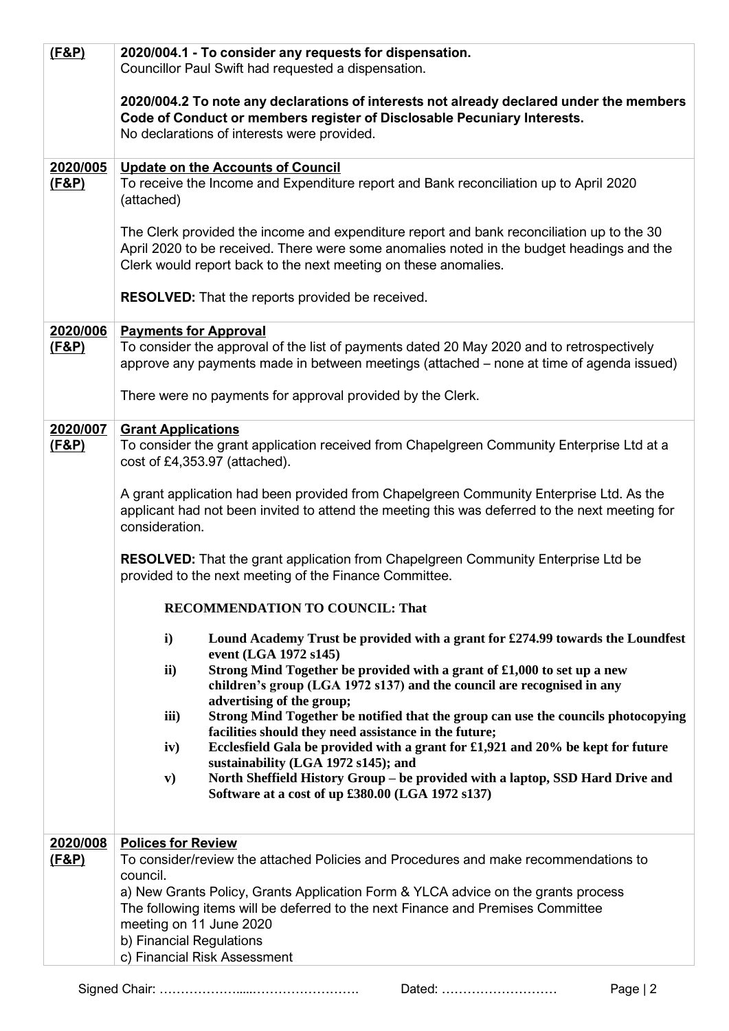| | |
|---|---|
| **(F&P)** | **2020/004.1 - To consider any requests for dispensation.**<br>Councillor Paul Swift had requested a dispensation.<br><br>**2020/004.2 To note any declarations of interests not already declared under the members Code of Conduct or members register of Disclosable Pecuniary Interests.**<br>No declarations of interests were provided. |
| **2020/005**<br>**(F&P)** | **Update on the Accounts of Council**<br>To receive the Income and Expenditure report and Bank reconciliation up to April 2020 (attached)<br><br>The Clerk provided the income and expenditure report and bank reconciliation up to the 30 April 2020 to be received. There were some anomalies noted in the budget headings and the Clerk would report back to the next meeting on these anomalies.<br><br>**RESOLVED:** That the reports provided be received. |
| **2020/006**<br>**(F&P)** | **Payments for Approval**<br>To consider the approval of the list of payments dated 20 May 2020 and to retrospectively approve any payments made in between meetings (attached – none at time of agenda issued)<br><br>There were no payments for approval provided by the Clerk. |
| **2020/007**<br>**(F&P)** | **Grant Applications**<br>To consider the grant application received from Chapelgreen Community Enterprise Ltd at a cost of £4,353.97 (attached).<br><br>A grant application had been provided from Chapelgreen Community Enterprise Ltd. As the applicant had not been invited to attend the meeting this was deferred to the next meeting for consideration.<br><br>**RESOLVED:** That the grant application from Chapelgreen Community Enterprise Ltd be provided to the next meeting of the Finance Committee.<br><br>**RECOMMENDATION TO COUNCIL: That**<br><br>**i) Lound Academy Trust be provided with a grant for £274.99 towards the Loundfest event (LGA 1972 s145)**<br>**ii) Strong Mind Together be provided with a grant of £1,000 to set up a new children's group (LGA 1972 s137) and the council are recognised in any advertising of the group;**<br>**iii) Strong Mind Together be notified that the group can use the councils photocopying facilities should they need assistance in the future;**<br>**iv) Ecclesfield Gala be provided with a grant for £1,921 and 20% be kept for future sustainability (LGA 1972 s145); and**<br>**v) North Sheffield History Group – be provided with a laptop, SSD Hard Drive and Software at a cost of up £380.00 (LGA 1972 s137)** |
| **2020/008**<br>**(F&P)** | **Polices for Review**<br>To consider/review the attached Policies and Procedures and make recommendations to council.<br>a) New Grants Policy, Grants Application Form & YLCA advice on the grants process<br>The following items will be deferred to the next Finance and Premises Committee meeting on 11 June 2020<br>b) Financial Regulations<br>c) Financial Risk Assessment |

Signed Chair: ……………….………………………. Dated: ………………………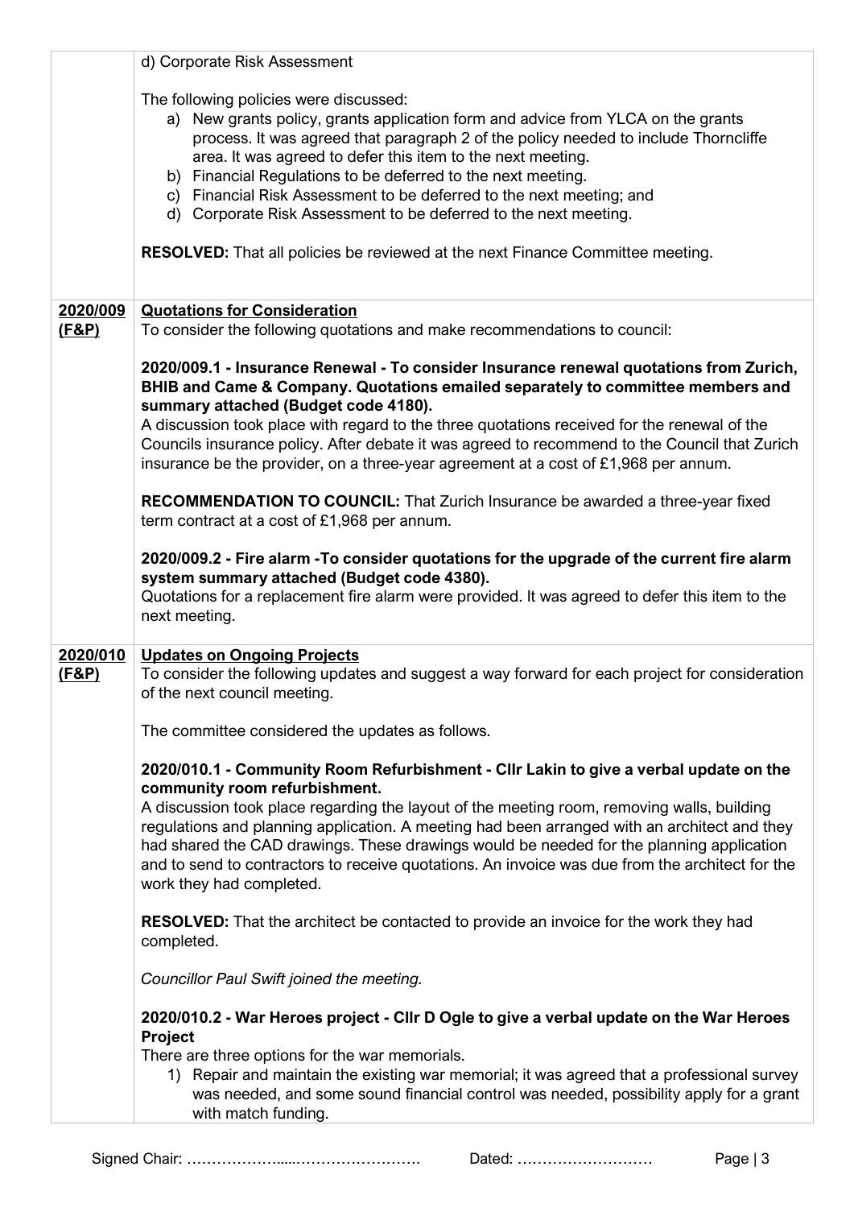| | |
|---|---|
| | d) Corporate Risk Assessment<br><br>The following policies were discussed:<br>a) New grants policy, grants application form and advice from YLCA on the grants process. It was agreed that paragraph 2 of the policy needed to include Thorncliffe area. It was agreed to defer this item to the next meeting.<br>b) Financial Regulations to be deferred to the next meeting.<br>c) Financial Risk Assessment to be deferred to the next meeting; and<br>d) Corporate Risk Assessment to be deferred to the next meeting.<br><br>**RESOLVED:** That all policies be reviewed at the next Finance Committee meeting. |
| **2020/009 (F&P)** | **Quotations for Consideration**<br>To consider the following quotations and make recommendations to council:<br><br>**2020/009.1 - Insurance Renewal - To consider Insurance renewal quotations from Zurich, BHIB and Came & Company. Quotations emailed separately to committee members and summary attached (Budget code 4180).**<br>A discussion took place with regard to the three quotations received for the renewal of the Councils insurance policy. After debate it was agreed to recommend to the Council that Zurich insurance be the provider, on a three-year agreement at a cost of £1,968 per annum.<br><br>**RECOMMENDATION TO COUNCIL:** That Zurich Insurance be awarded a three-year fixed term contract at a cost of £1,968 per annum.<br><br>**2020/009.2 - Fire alarm -To consider quotations for the upgrade of the current fire alarm system summary attached (Budget code 4380).**<br>Quotations for a replacement fire alarm were provided. It was agreed to defer this item to the next meeting. |
| **2020/010 (F&P)** | **Updates on Ongoing Projects**<br>To consider the following updates and suggest a way forward for each project for consideration of the next council meeting.<br><br>The committee considered the updates as follows.<br><br>**2020/010.1 - Community Room Refurbishment - Cllr Lakin to give a verbal update on the community room refurbishment.**<br>A discussion took place regarding the layout of the meeting room, removing walls, building regulations and planning application. A meeting had been arranged with an architect and they had shared the CAD drawings. These drawings would be needed for the planning application and to send to contractors to receive quotations. An invoice was due from the architect for the work they had completed.<br><br>**RESOLVED:** That the architect be contacted to provide an invoice for the work they had completed.<br><br>*Councillor Paul Swift joined the meeting.*<br><br>**2020/010.2 - War Heroes project - Cllr D Ogle to give a verbal update on the War Heroes Project**<br>There are three options for the war memorials.<br>1) Repair and maintain the existing war memorial; it was agreed that a professional survey was needed, and some sound financial control was needed, possibility apply for a grant with match funding. |

Signed Chair: ………………....……………………. Dated: ………………………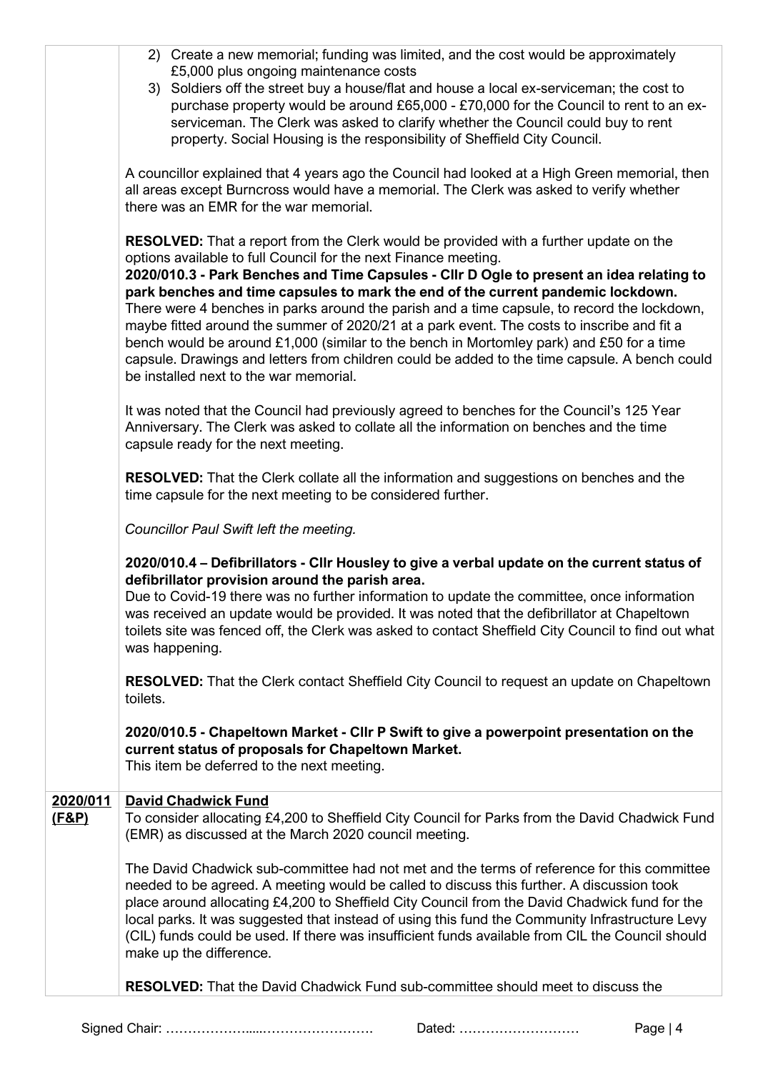2) Create a new memorial; funding was limited, and the cost would be approximately £5,000 plus ongoing maintenance costs
3) Soldiers off the street buy a house/flat and house a local ex-serviceman; the cost to purchase property would be around £65,000 - £70,000 for the Council to rent to an ex-serviceman. The Clerk was asked to clarify whether the Council could buy to rent property. Social Housing is the responsibility of Sheffield City Council.

A councillor explained that 4 years ago the Council had looked at a High Green memorial, then all areas except Burncross would have a memorial. The Clerk was asked to verify whether there was an EMR for the war memorial.

**RESOLVED:** That a report from the Clerk would be provided with a further update on the options available to full Council for the next Finance meeting.

**2020/010.3 - Park Benches and Time Capsules - Cllr D Ogle to present an idea relating to park benches and time capsules to mark the end of the current pandemic lockdown.**
There were 4 benches in parks around the parish and a time capsule, to record the lockdown, maybe fitted around the summer of 2020/21 at a park event. The costs to inscribe and fit a bench would be around £1,000 (similar to the bench in Mortomley park) and £50 for a time capsule. Drawings and letters from children could be added to the time capsule. A bench could be installed next to the war memorial.

It was noted that the Council had previously agreed to benches for the Council's 125 Year Anniversary. The Clerk was asked to collate all the information on benches and the time capsule ready for the next meeting.

**RESOLVED:** That the Clerk collate all the information and suggestions on benches and the time capsule for the next meeting to be considered further.

*Councillor Paul Swift left the meeting.*

**2020/010.4 – Defibrillators - Cllr Housley to give a verbal update on the current status of defibrillator provision around the parish area.**
Due to Covid-19 there was no further information to update the committee, once information was received an update would be provided. It was noted that the defibrillator at Chapeltown toilets site was fenced off, the Clerk was asked to contact Sheffield City Council to find out what was happening.

**RESOLVED:** That the Clerk contact Sheffield City Council to request an update on Chapeltown toilets.

**2020/010.5 - Chapeltown Market - Cllr P Swift to give a powerpoint presentation on the current status of proposals for Chapeltown Market.**
This item be deferred to the next meeting.

**2020/011 (F&P)** **David Chadwick Fund**

To consider allocating £4,200 to Sheffield City Council for Parks from the David Chadwick Fund (EMR) as discussed at the March 2020 council meeting.

The David Chadwick sub-committee had not met and the terms of reference for this committee needed to be agreed. A meeting would be called to discuss this further. A discussion took place around allocating £4,200 to Sheffield City Council from the David Chadwick fund for the local parks. It was suggested that instead of using this fund the Community Infrastructure Levy (CIL) funds could be used. If there was insufficient funds available from CIL the Council should make up the difference.

**RESOLVED:** That the David Chadwick Fund sub-committee should meet to discuss the

Signed Chair: ……………….....…………………….  Dated: ………………………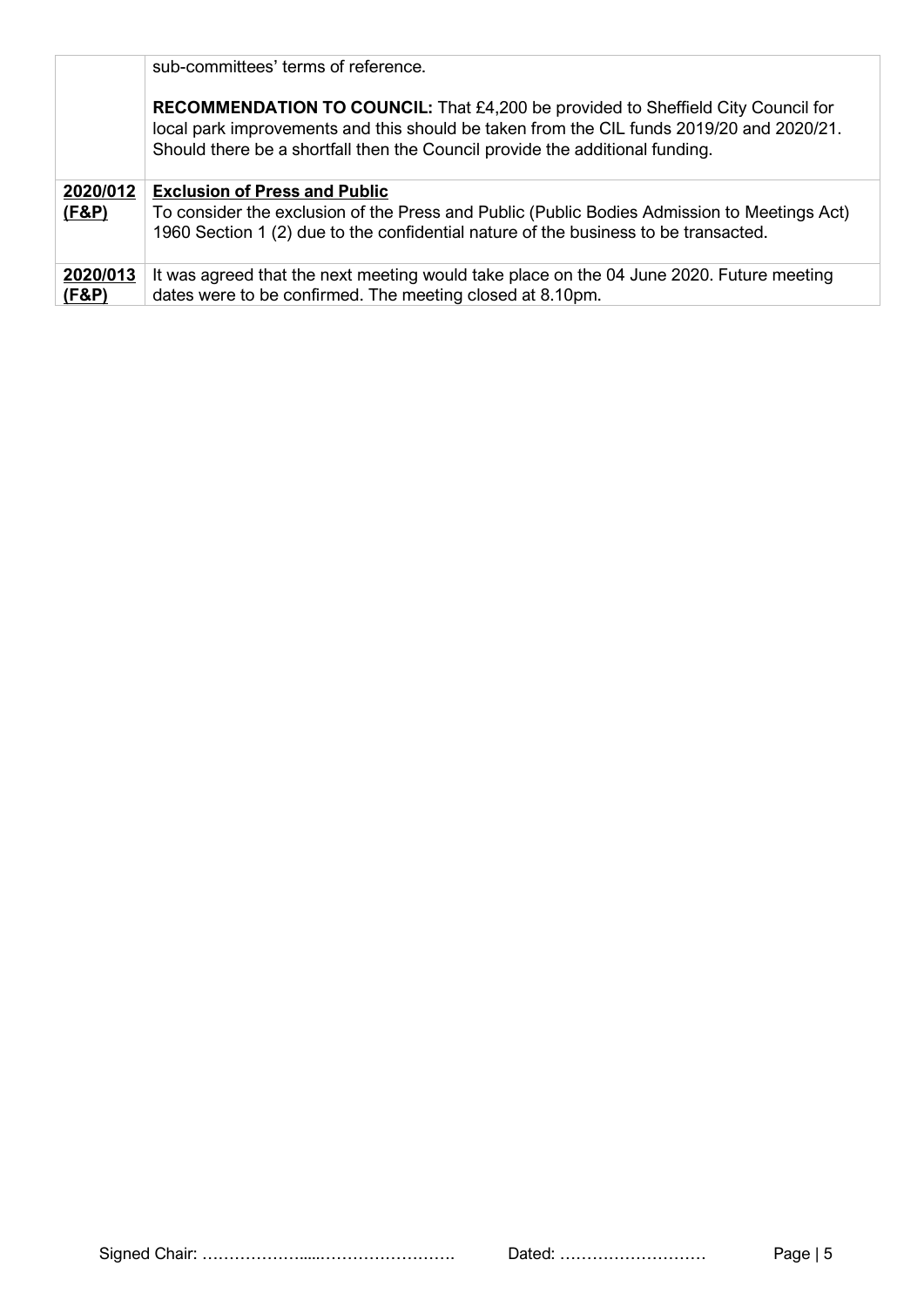| | |
|---|---|
| | sub-committees' terms of reference.<br><br>**RECOMMENDATION TO COUNCIL:** That £4,200 be provided to Sheffield City Council for local park improvements and this should be taken from the CIL funds 2019/20 and 2020/21. Should there be a shortfall then the Council provide the additional funding. |
| **2020/012 (F&P)** | **Exclusion of Press and Public**<br>To consider the exclusion of the Press and Public (Public Bodies Admission to Meetings Act) 1960 Section 1 (2) due to the confidential nature of the business to be transacted. |
| **2020/013 (F&P)** | It was agreed that the next meeting would take place on the 04 June 2020. Future meeting dates were to be confirmed. The meeting closed at 8.10pm. |

Signed Chair: ………………....……………………. Dated: ………………………